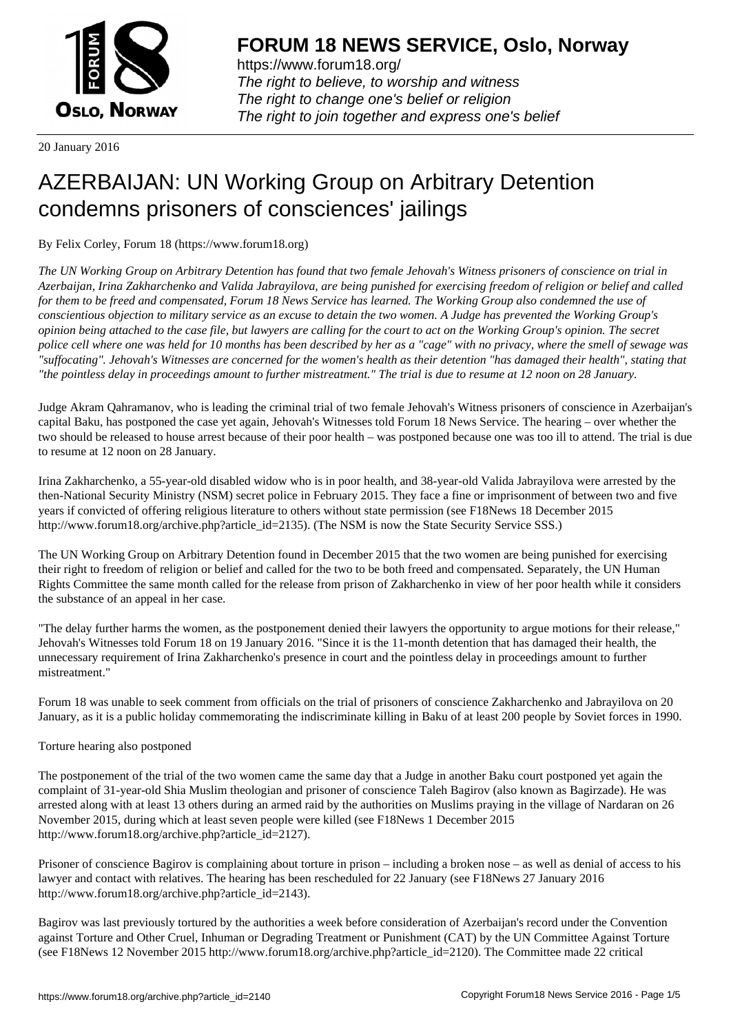**FORUM 18 NEWS SERVICE, Oslo, Norway**

https://www.forum18.org/
*The right to believe, to worship and witness*
*The right to change one's belief or religion*
*The right to join together and express one's belief*

20 January 2016

# AZERBAIJAN: UN Working Group on Arbitrary Detention condemns prisoners of consciences' jailings

By Felix Corley, Forum 18 (https://www.forum18.org)

*The UN Working Group on Arbitrary Detention has found that two female Jehovah's Witness prisoners of conscience on trial in Azerbaijan, Irina Zakharchenko and Valida Jabrayilova, are being punished for exercising freedom of religion or belief and called for them to be freed and compensated, Forum 18 News Service has learned. The Working Group also condemned the use of conscientious objection to military service as an excuse to detain the two women. A Judge has prevented the Working Group's opinion being attached to the case file, but lawyers are calling for the court to act on the Working Group's opinion. The secret police cell where one was held for 10 months has been described by her as a "cage" with no privacy, where the smell of sewage was "suffocating". Jehovah's Witnesses are concerned for the women's health as their detention "has damaged their health", stating that "the pointless delay in proceedings amount to further mistreatment." The trial is due to resume at 12 noon on 28 January.*

Judge Akram Qahramanov, who is leading the criminal trial of two female Jehovah's Witness prisoners of conscience in Azerbaijan's capital Baku, has postponed the case yet again, Jehovah's Witnesses told Forum 18 News Service. The hearing – over whether the two should be released to house arrest because of their poor health – was postponed because one was too ill to attend. The trial is due to resume at 12 noon on 28 January.

Irina Zakharchenko, a 55-year-old disabled widow who is in poor health, and 38-year-old Valida Jabrayilova were arrested by the then-National Security Ministry (NSM) secret police in February 2015. They face a fine or imprisonment of between two and five years if convicted of offering religious literature to others without state permission (see F18News 18 December 2015 http://www.forum18.org/archive.php?article_id=2135). (The NSM is now the State Security Service SSS.)

The UN Working Group on Arbitrary Detention found in December 2015 that the two women are being punished for exercising their right to freedom of religion or belief and called for the two to be both freed and compensated. Separately, the UN Human Rights Committee the same month called for the release from prison of Zakharchenko in view of her poor health while it considers the substance of an appeal in her case.

"The delay further harms the women, as the postponement denied their lawyers the opportunity to argue motions for their release," Jehovah's Witnesses told Forum 18 on 19 January 2016. "Since it is the 11-month detention that has damaged their health, the unnecessary requirement of Irina Zakharchenko's presence in court and the pointless delay in proceedings amount to further mistreatment."

Forum 18 was unable to seek comment from officials on the trial of prisoners of conscience Zakharchenko and Jabrayilova on 20 January, as it is a public holiday commemorating the indiscriminate killing in Baku of at least 200 people by Soviet forces in 1990.

## Torture hearing also postponed

The postponement of the trial of the two women came the same day that a Judge in another Baku court postponed yet again the complaint of 31-year-old Shia Muslim theologian and prisoner of conscience Taleh Bagirov (also known as Bagirzade). He was arrested along with at least 13 others during an armed raid by the authorities on Muslims praying in the village of Nardaran on 26 November 2015, during which at least seven people were killed (see F18News 1 December 2015 http://www.forum18.org/archive.php?article_id=2127).

Prisoner of conscience Bagirov is complaining about torture in prison – including a broken nose – as well as denial of access to his lawyer and contact with relatives. The hearing has been rescheduled for 22 January (see F18News 27 January 2016 http://www.forum18.org/archive.php?article_id=2143).

Bagirov was last previously tortured by the authorities a week before consideration of Azerbaijan's record under the Convention against Torture and Other Cruel, Inhuman or Degrading Treatment or Punishment (CAT) by the UN Committee Against Torture (see F18News 12 November 2015 http://www.forum18.org/archive.php?article_id=2120). The Committee made 22 critical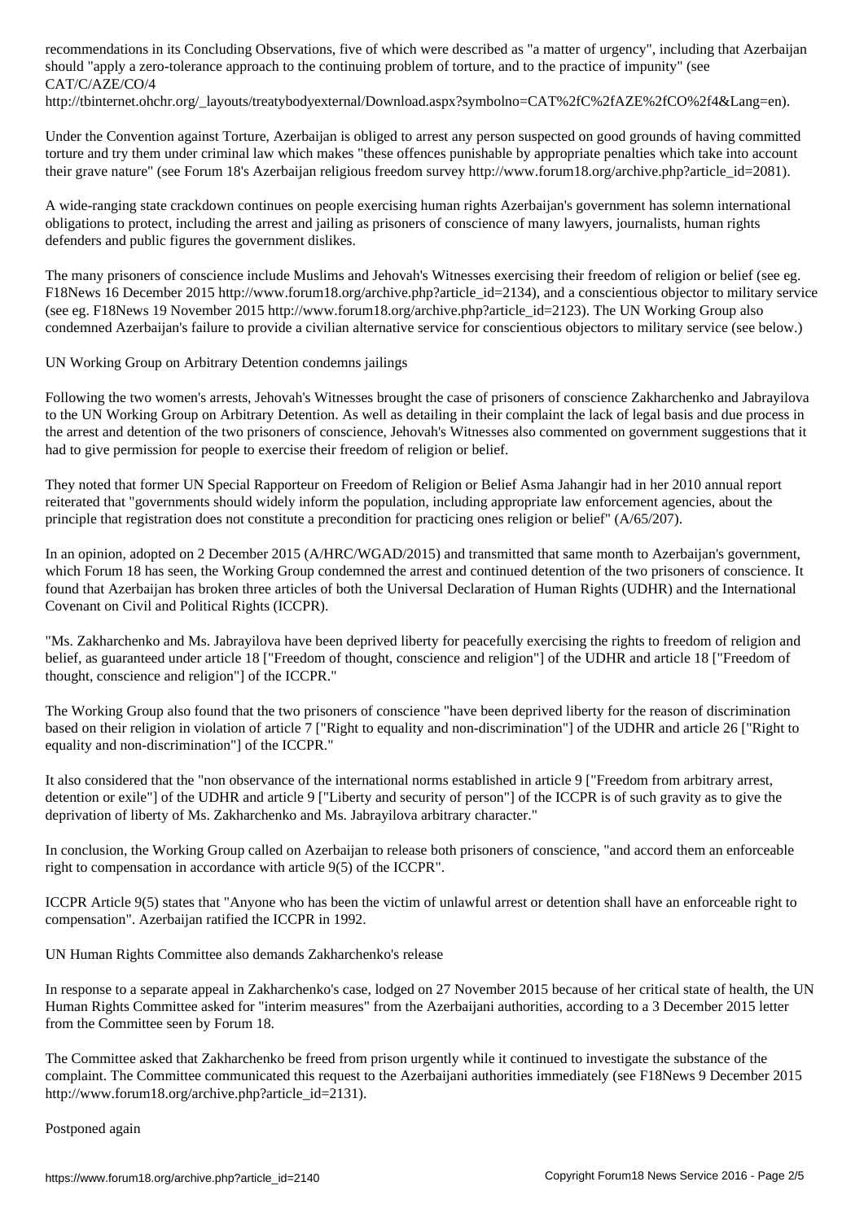recommendations in its Concluding Observations, five of which were described as "a matter of urgency", including that Azerbaijan should "apply a zero-tolerance approach to the continuing problem of torture, and to the practice of impunity" (see CAT/C/AZE/CO/4
http://tbinternet.ohchr.org/_layouts/treatybodyexternal/Download.aspx?symbolno=CAT%2fC%2fAZE%2fCO%2f4&Lang=en).

Under the Convention against Torture, Azerbaijan is obliged to arrest any person suspected on good grounds of having committed torture and try them under criminal law which makes "these offences punishable by appropriate penalties which take into account their grave nature" (see Forum 18's Azerbaijan religious freedom survey http://www.forum18.org/archive.php?article_id=2081).

A wide-ranging state crackdown continues on people exercising human rights Azerbaijan's government has solemn international obligations to protect, including the arrest and jailing as prisoners of conscience of many lawyers, journalists, human rights defenders and public figures the government dislikes.

The many prisoners of conscience include Muslims and Jehovah's Witnesses exercising their freedom of religion or belief (see eg. F18News 16 December 2015 http://www.forum18.org/archive.php?article_id=2134), and a conscientious objector to military service (see eg. F18News 19 November 2015 http://www.forum18.org/archive.php?article_id=2123). The UN Working Group also condemned Azerbaijan's failure to provide a civilian alternative service for conscientious objectors to military service (see below.)

## UN Working Group on Arbitrary Detention condemns jailings

Following the two women's arrests, Jehovah's Witnesses brought the case of prisoners of conscience Zakharchenko and Jabrayilova to the UN Working Group on Arbitrary Detention. As well as detailing in their complaint the lack of legal basis and due process in the arrest and detention of the two prisoners of conscience, Jehovah's Witnesses also commented on government suggestions that it had to give permission for people to exercise their freedom of religion or belief.

They noted that former UN Special Rapporteur on Freedom of Religion or Belief Asma Jahangir had in her 2010 annual report reiterated that "governments should widely inform the population, including appropriate law enforcement agencies, about the principle that registration does not constitute a precondition for practicing ones religion or belief" (A/65/207).

In an opinion, adopted on 2 December 2015 (A/HRC/WGAD/2015) and transmitted that same month to Azerbaijan's government, which Forum 18 has seen, the Working Group condemned the arrest and continued detention of the two prisoners of conscience. It found that Azerbaijan has broken three articles of both the Universal Declaration of Human Rights (UDHR) and the International Covenant on Civil and Political Rights (ICCPR).

"Ms. Zakharchenko and Ms. Jabrayilova have been deprived liberty for peacefully exercising the rights to freedom of religion and belief, as guaranteed under article 18 ["Freedom of thought, conscience and religion"] of the UDHR and article 18 ["Freedom of thought, conscience and religion"] of the ICCPR."

The Working Group also found that the two prisoners of conscience "have been deprived liberty for the reason of discrimination based on their religion in violation of article 7 ["Right to equality and non-discrimination"] of the UDHR and article 26 ["Right to equality and non-discrimination"] of the ICCPR."

It also considered that the "non observance of the international norms established in article 9 ["Freedom from arbitrary arrest, detention or exile"] of the UDHR and article 9 ["Liberty and security of person"] of the ICCPR is of such gravity as to give the deprivation of liberty of Ms. Zakharchenko and Ms. Jabrayilova arbitrary character."

In conclusion, the Working Group called on Azerbaijan to release both prisoners of conscience, "and accord them an enforceable right to compensation in accordance with article 9(5) of the ICCPR".

ICCPR Article 9(5) states that "Anyone who has been the victim of unlawful arrest or detention shall have an enforceable right to compensation". Azerbaijan ratified the ICCPR in 1992.

## UN Human Rights Committee also demands Zakharchenko's release

In response to a separate appeal in Zakharchenko's case, lodged on 27 November 2015 because of her critical state of health, the UN Human Rights Committee asked for "interim measures" from the Azerbaijani authorities, according to a 3 December 2015 letter from the Committee seen by Forum 18.

The Committee asked that Zakharchenko be freed from prison urgently while it continued to investigate the substance of the complaint. The Committee communicated this request to the Azerbaijani authorities immediately (see F18News 9 December 2015 http://www.forum18.org/archive.php?article_id=2131).

## Postponed again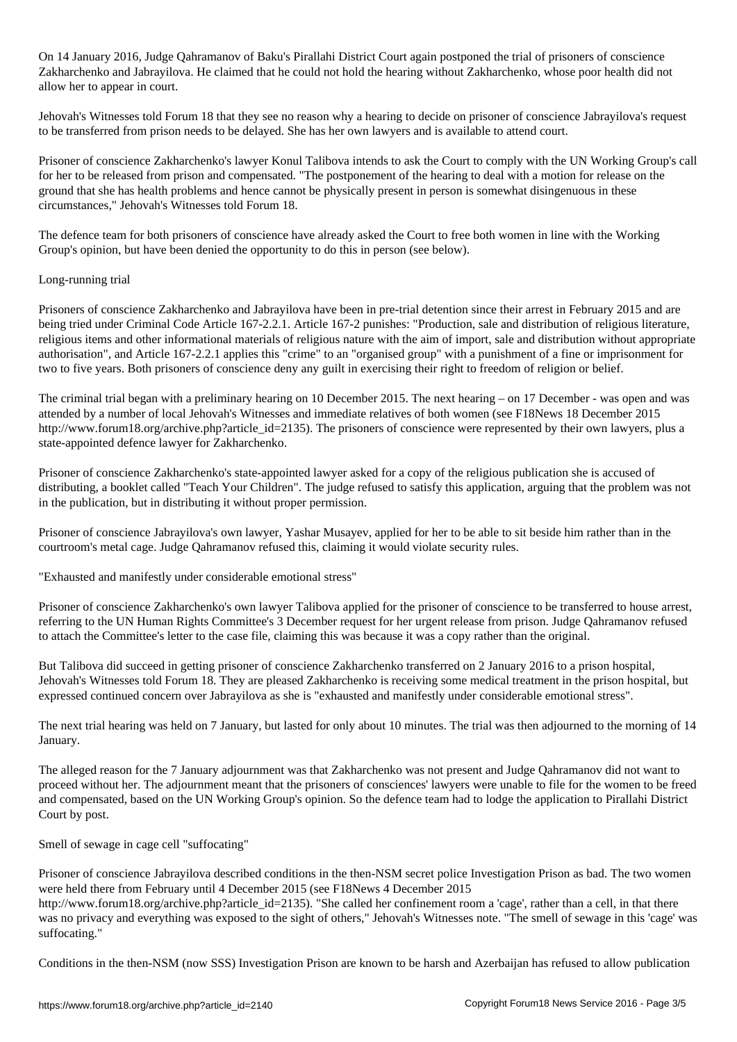On 14 January 2016, Judge Qahramanov of Baku's Pirallahi District Court again postponed the trial of prisoners of conscience Zakharchenko and Jabrayilova. He claimed that he could not hold the hearing without Zakharchenko, whose poor health did not allow her to appear in court.

Jehovah's Witnesses told Forum 18 that they see no reason why a hearing to decide on prisoner of conscience Jabrayilova's request to be transferred from prison needs to be delayed. She has her own lawyers and is available to attend court.

Prisoner of conscience Zakharchenko's lawyer Konul Talibova intends to ask the Court to comply with the UN Working Group's call for her to be released from prison and compensated. "The postponement of the hearing to deal with a motion for release on the ground that she has health problems and hence cannot be physically present in person is somewhat disingenuous in these circumstances," Jehovah's Witnesses told Forum 18.

The defence team for both prisoners of conscience have already asked the Court to free both women in line with the Working Group's opinion, but have been denied the opportunity to do this in person (see below).

## Long-running trial

Prisoners of conscience Zakharchenko and Jabrayilova have been in pre-trial detention since their arrest in February 2015 and are being tried under Criminal Code Article 167-2.2.1. Article 167-2 punishes: "Production, sale and distribution of religious literature, religious items and other informational materials of religious nature with the aim of import, sale and distribution without appropriate authorisation", and Article 167-2.2.1 applies this "crime" to an "organised group" with a punishment of a fine or imprisonment for two to five years. Both prisoners of conscience deny any guilt in exercising their right to freedom of religion or belief.

The criminal trial began with a preliminary hearing on 10 December 2015. The next hearing – on 17 December - was open and was attended by a number of local Jehovah's Witnesses and immediate relatives of both women (see F18News 18 December 2015 http://www.forum18.org/archive.php?article_id=2135). The prisoners of conscience were represented by their own lawyers, plus a state-appointed defence lawyer for Zakharchenko.

Prisoner of conscience Zakharchenko's state-appointed lawyer asked for a copy of the religious publication she is accused of distributing, a booklet called "Teach Your Children". The judge refused to satisfy this application, arguing that the problem was not in the publication, but in distributing it without proper permission.

Prisoner of conscience Jabrayilova's own lawyer, Yashar Musayev, applied for her to be able to sit beside him rather than in the courtroom's metal cage. Judge Qahramanov refused this, claiming it would violate security rules.

## "Exhausted and manifestly under considerable emotional stress"

Prisoner of conscience Zakharchenko's own lawyer Talibova applied for the prisoner of conscience to be transferred to house arrest, referring to the UN Human Rights Committee's 3 December request for her urgent release from prison. Judge Qahramanov refused to attach the Committee's letter to the case file, claiming this was because it was a copy rather than the original.

But Talibova did succeed in getting prisoner of conscience Zakharchenko transferred on 2 January 2016 to a prison hospital, Jehovah's Witnesses told Forum 18. They are pleased Zakharchenko is receiving some medical treatment in the prison hospital, but expressed continued concern over Jabrayilova as she is "exhausted and manifestly under considerable emotional stress".

The next trial hearing was held on 7 January, but lasted for only about 10 minutes. The trial was then adjourned to the morning of 14 January.

The alleged reason for the 7 January adjournment was that Zakharchenko was not present and Judge Qahramanov did not want to proceed without her. The adjournment meant that the prisoners of consciences' lawyers were unable to file for the women to be freed and compensated, based on the UN Working Group's opinion. So the defence team had to lodge the application to Pirallahi District Court by post.

## Smell of sewage in cage cell "suffocating"

Prisoner of conscience Jabrayilova described conditions in the then-NSM secret police Investigation Prison as bad. The two women were held there from February until 4 December 2015 (see F18News 4 December 2015 http://www.forum18.org/archive.php?article_id=2135). "She called her confinement room a 'cage', rather than a cell, in that there was no privacy and everything was exposed to the sight of others," Jehovah's Witnesses note. "The smell of sewage in this 'cage' was suffocating."

Conditions in the then-NSM (now SSS) Investigation Prison are known to be harsh and Azerbaijan has refused to allow publication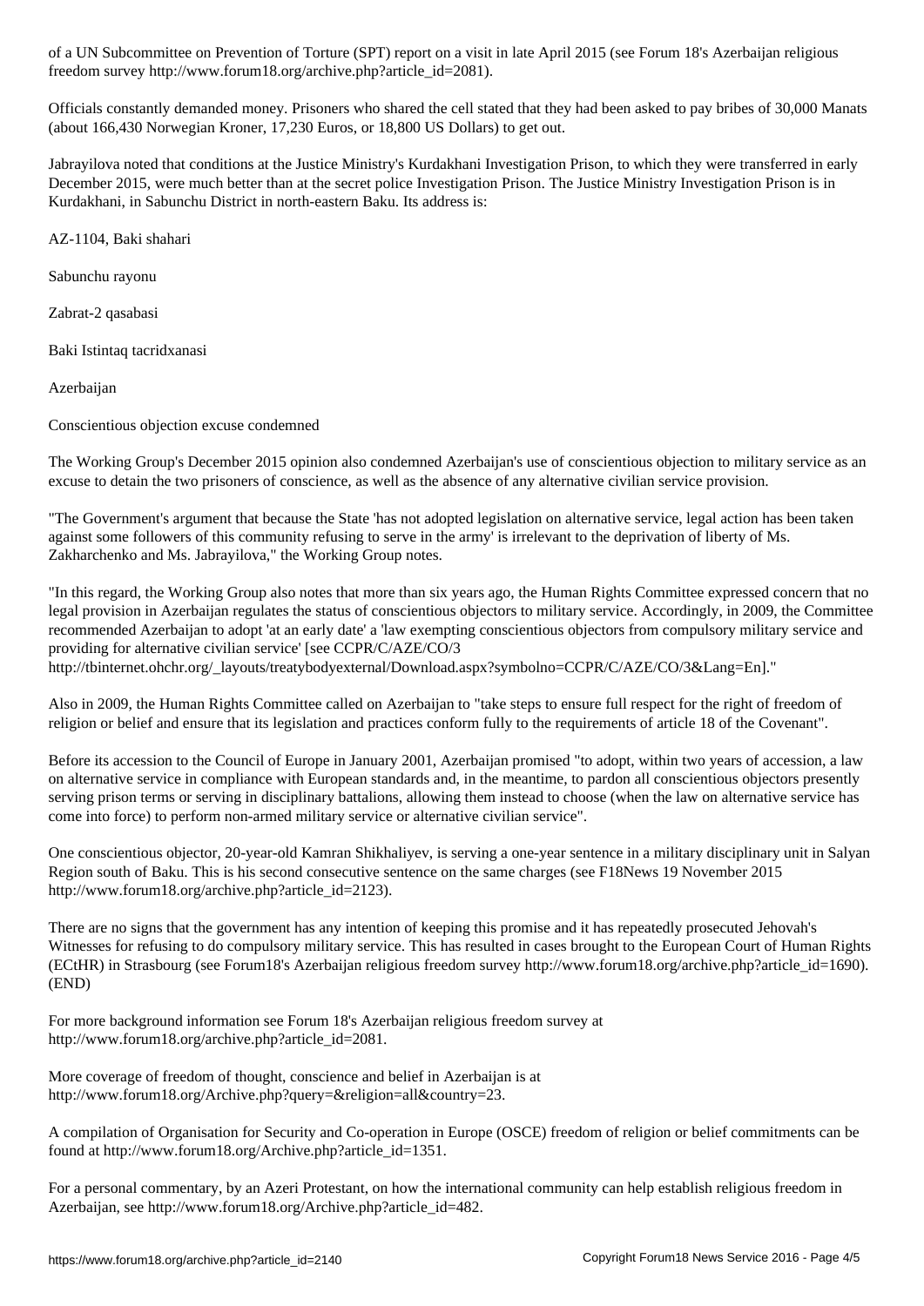of a UN Subcommittee on Prevention of Torture (SPT) report on a visit in late April 2015 (see Forum 18's Azerbaijan religious freedom survey http://www.forum18.org/archive.php?article_id=2081).

Officials constantly demanded money. Prisoners who shared the cell stated that they had been asked to pay bribes of 30,000 Manats (about 166,430 Norwegian Kroner, 17,230 Euros, or 18,800 US Dollars) to get out.

Jabrayilova noted that conditions at the Justice Ministry's Kurdakhani Investigation Prison, to which they were transferred in early December 2015, were much better than at the secret police Investigation Prison. The Justice Ministry Investigation Prison is in Kurdakhani, in Sabunchu District in north-eastern Baku. Its address is:

AZ-1104, Baki shahari

Sabunchu rayonu

Zabrat-2 qasabasi

Baki Istintaq tacridxanasi

Azerbaijan

## Conscientious objection excuse condemned

The Working Group's December 2015 opinion also condemned Azerbaijan's use of conscientious objection to military service as an excuse to detain the two prisoners of conscience, as well as the absence of any alternative civilian service provision.

"The Government's argument that because the State 'has not adopted legislation on alternative service, legal action has been taken against some followers of this community refusing to serve in the army' is irrelevant to the deprivation of liberty of Ms. Zakharchenko and Ms. Jabrayilova," the Working Group notes.

"In this regard, the Working Group also notes that more than six years ago, the Human Rights Committee expressed concern that no legal provision in Azerbaijan regulates the status of conscientious objectors to military service. Accordingly, in 2009, the Committee recommended Azerbaijan to adopt 'at an early date' a 'law exempting conscientious objectors from compulsory military service and providing for alternative civilian service' [see CCPR/C/AZE/CO/3 http://tbinternet.ohchr.org/_layouts/treatybodyexternal/Download.aspx?symbolno=CCPR/C/AZE/CO/3&Lang=En]."

Also in 2009, the Human Rights Committee called on Azerbaijan to "take steps to ensure full respect for the right of freedom of religion or belief and ensure that its legislation and practices conform fully to the requirements of article 18 of the Covenant".

Before its accession to the Council of Europe in January 2001, Azerbaijan promised "to adopt, within two years of accession, a law on alternative service in compliance with European standards and, in the meantime, to pardon all conscientious objectors presently serving prison terms or serving in disciplinary battalions, allowing them instead to choose (when the law on alternative service has come into force) to perform non-armed military service or alternative civilian service".

One conscientious objector, 20-year-old Kamran Shikhaliyev, is serving a one-year sentence in a military disciplinary unit in Salyan Region south of Baku. This is his second consecutive sentence on the same charges (see F18News 19 November 2015 http://www.forum18.org/archive.php?article_id=2123).

There are no signs that the government has any intention of keeping this promise and it has repeatedly prosecuted Jehovah's Witnesses for refusing to do compulsory military service. This has resulted in cases brought to the European Court of Human Rights (ECtHR) in Strasbourg (see Forum18's Azerbaijan religious freedom survey http://www.forum18.org/archive.php?article_id=1690). (END)

For more background information see Forum 18's Azerbaijan religious freedom survey at http://www.forum18.org/archive.php?article_id=2081.

More coverage of freedom of thought, conscience and belief in Azerbaijan is at http://www.forum18.org/Archive.php?query=&religion=all&country=23.

A compilation of Organisation for Security and Co-operation in Europe (OSCE) freedom of religion or belief commitments can be found at http://www.forum18.org/Archive.php?article_id=1351.

For a personal commentary, by an Azeri Protestant, on how the international community can help establish religious freedom in Azerbaijan, see http://www.forum18.org/Archive.php?article_id=482.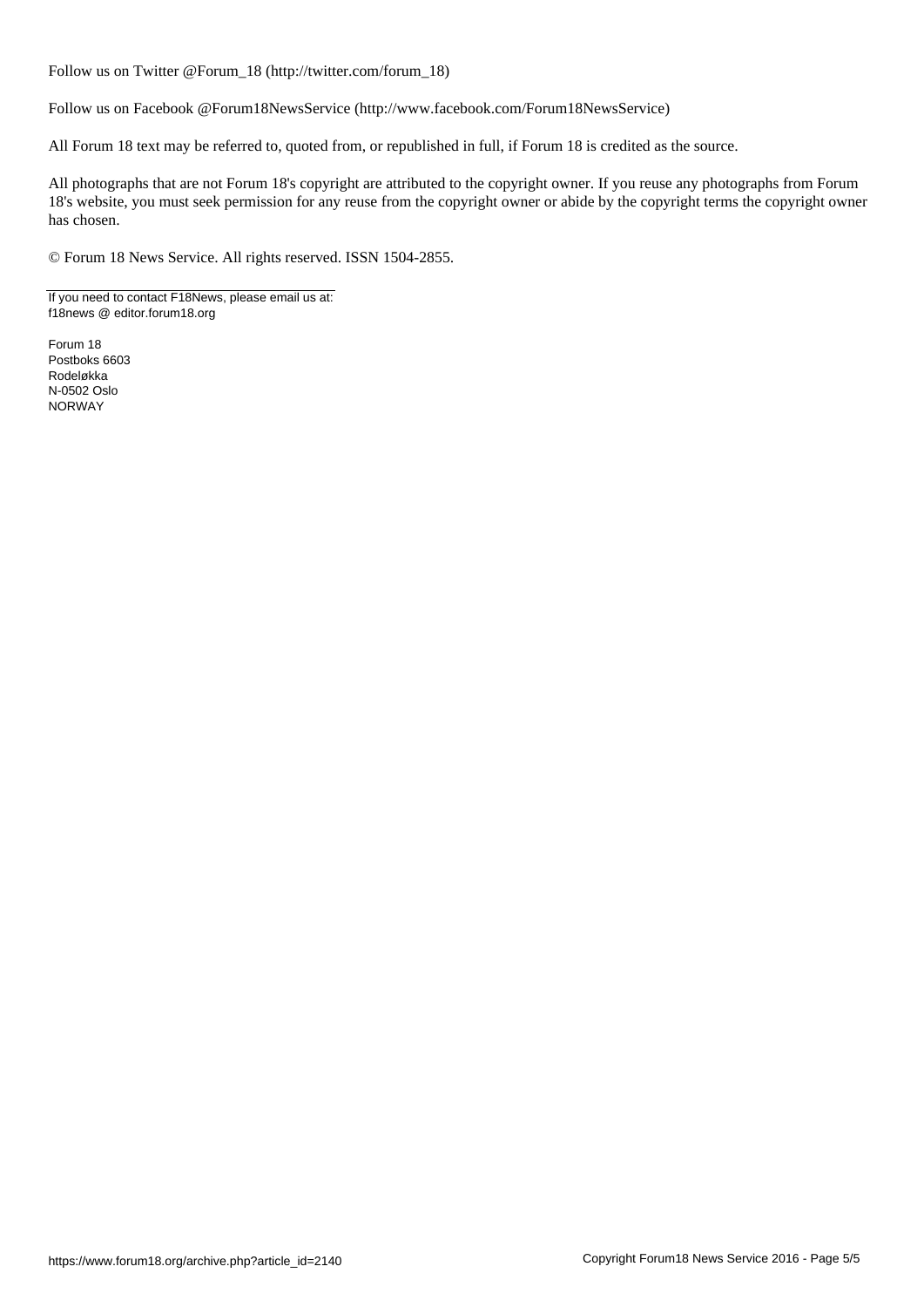Follow us on Twitter @Forum_18 (http://twitter.com/forum_18)

Follow us on Facebook @Forum18NewsService (http://www.facebook.com/Forum18NewsService)

All Forum 18 text may be referred to, quoted from, or republished in full, if Forum 18 is credited as the source.

All photographs that are not Forum 18's copyright are attributed to the copyright owner. If you reuse any photographs from Forum 18's website, you must seek permission for any reuse from the copyright owner or abide by the copyright terms the copyright owner has chosen.

© Forum 18 News Service. All rights reserved. ISSN 1504-2855.

---

If you need to contact F18News, please email us at:
f18news @ editor.forum18.org

Forum 18
Postboks 6603
Rodeløkka
N-0502 Oslo
NORWAY